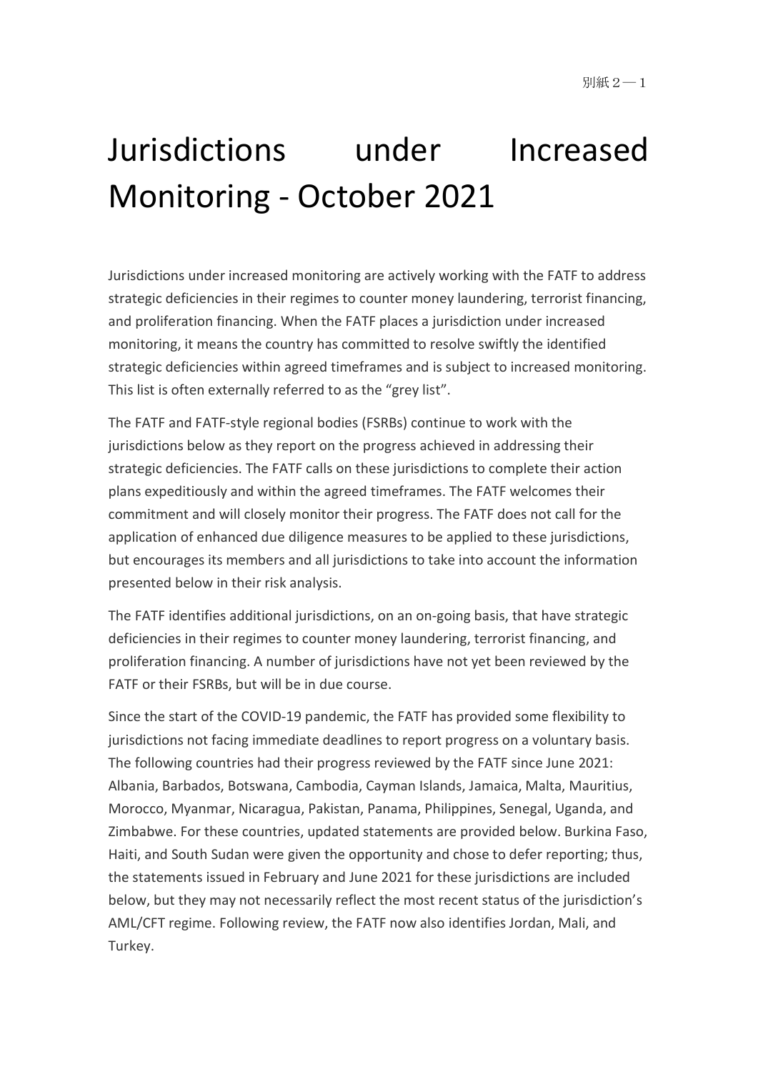別紙２―１

# Jurisdictions under Increased Monitoring - October 2021

Jurisdictions under increased monitoring are actively working with the FATF to address strategic deficiencies in their regimes to counter money laundering, terrorist financing, and proliferation financing. When the FATF places a jurisdiction under increased monitoring, it means the country has committed to resolve swiftly the identified strategic deficiencies within agreed timeframes and is subject to increased monitoring. This list is often externally referred to as the "grey list".

The FATF and FATF-style regional bodies (FSRBs) continue to work with the jurisdictions below as they report on the progress achieved in addressing their strategic deficiencies. The FATF calls on these jurisdictions to complete their action plans expeditiously and within the agreed timeframes. The FATF welcomes their commitment and will closely monitor their progress. The FATF does not call for the application of enhanced due diligence measures to be applied to these jurisdictions, but encourages its members and all jurisdictions to take into account the information presented below in their risk analysis.

The FATF identifies additional jurisdictions, on an on-going basis, that have strategic deficiencies in their regimes to counter money laundering, terrorist financing, and proliferation financing. A number of jurisdictions have not yet been reviewed by the FATF or their FSRBs, but will be in due course.

Since the start of the COVID-19 pandemic, the FATF has provided some flexibility to jurisdictions not facing immediate deadlines to report progress on a voluntary basis. The following countries had their progress reviewed by the FATF since June 2021: Albania, Barbados, Botswana, Cambodia, Cayman Islands, Jamaica, Malta, Mauritius, Morocco, Myanmar, Nicaragua, Pakistan, Panama, Philippines, Senegal, Uganda, and Zimbabwe. For these countries, updated statements are provided below. Burkina Faso, Haiti, and South Sudan were given the opportunity and chose to defer reporting; thus, the statements issued in February and June 2021 for these jurisdictions are included below, but they may not necessarily reflect the most recent status of the jurisdiction's AML/CFT regime. Following review, the FATF now also identifies Jordan, Mali, and Turkey.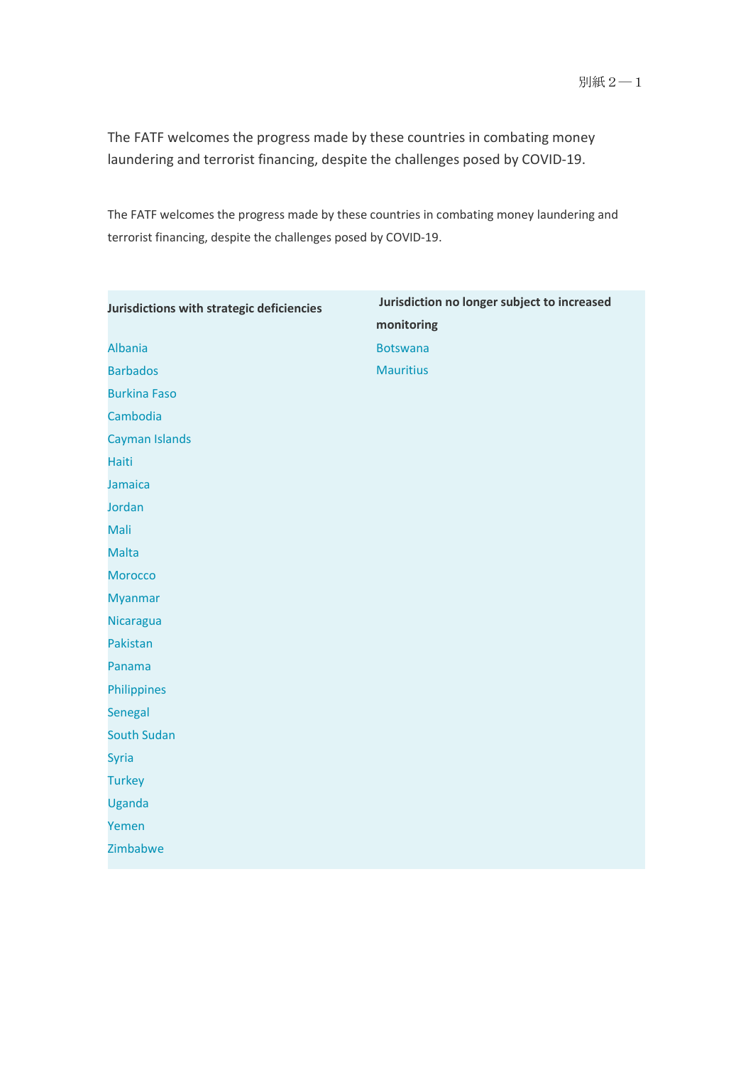別紙２―１

The FATF welcomes the progress made by these countries in combating money laundering and terrorist financing, despite the challenges posed by COVID-19.

The FATF welcomes the progress made by these countries in combating money laundering and terrorist financing, despite the challenges posed by COVID-19.

| **Jurisdictions with strategic deficiencies** | **Jurisdiction no longer subject to increased monitoring** |
|---|---|
| Albania | Botswana |
| Barbados | Mauritius |
| Burkina Faso | |
| Cambodia | |
| Cayman Islands | |
| Haiti | |
| Jamaica | |
| Jordan | |
| Mali | |
| Malta | |
| Morocco | |
| Myanmar | |
| Nicaragua | |
| Pakistan | |
| Panama | |
| Philippines | |
| Senegal | |
| South Sudan | |
| Syria | |
| Turkey | |
| Uganda | |
| Yemen | |
| Zimbabwe | |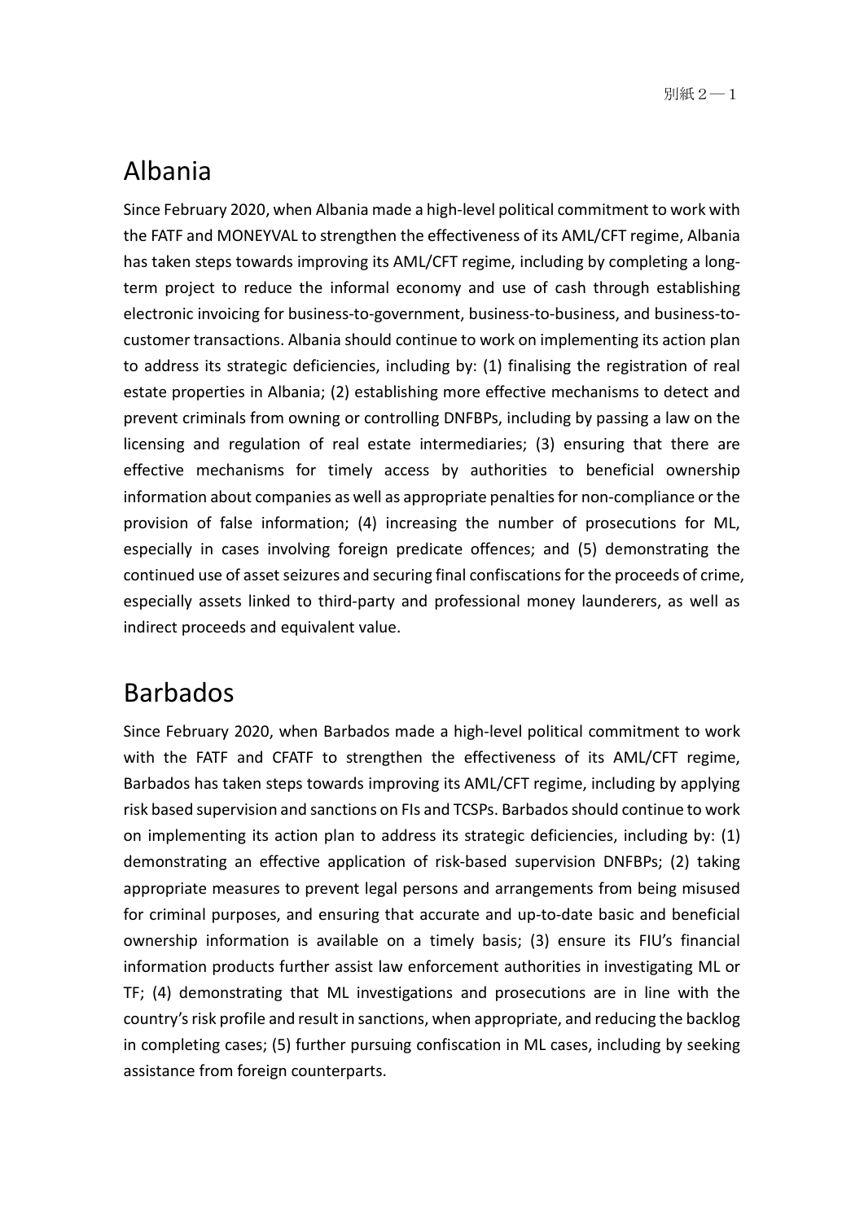# Albania

Since February 2020, when Albania made a high-level political commitment to work with the FATF and MONEYVAL to strengthen the effectiveness of its AML/CFT regime, Albania has taken steps towards improving its AML/CFT regime, including by completing a long-term project to reduce the informal economy and use of cash through establishing electronic invoicing for business-to-government, business-to-business, and business-to-customer transactions. Albania should continue to work on implementing its action plan to address its strategic deficiencies, including by: (1) finalising the registration of real estate properties in Albania; (2) establishing more effective mechanisms to detect and prevent criminals from owning or controlling DNFBPs, including by passing a law on the licensing and regulation of real estate intermediaries; (3) ensuring that there are effective mechanisms for timely access by authorities to beneficial ownership information about companies as well as appropriate penalties for non-compliance or the provision of false information; (4) increasing the number of prosecutions for ML, especially in cases involving foreign predicate offences; and (5) demonstrating the continued use of asset seizures and securing final confiscations for the proceeds of crime, especially assets linked to third-party and professional money launderers, as well as indirect proceeds and equivalent value.

# Barbados

Since February 2020, when Barbados made a high-level political commitment to work with the FATF and CFATF to strengthen the effectiveness of its AML/CFT regime, Barbados has taken steps towards improving its AML/CFT regime, including by applying risk based supervision and sanctions on FIs and TCSPs. Barbados should continue to work on implementing its action plan to address its strategic deficiencies, including by: (1) demonstrating an effective application of risk-based supervision DNFBPs; (2) taking appropriate measures to prevent legal persons and arrangements from being misused for criminal purposes, and ensuring that accurate and up-to-date basic and beneficial ownership information is available on a timely basis; (3) ensure its FIU's financial information products further assist law enforcement authorities in investigating ML or TF; (4) demonstrating that ML investigations and prosecutions are in line with the country's risk profile and result in sanctions, when appropriate, and reducing the backlog in completing cases; (5) further pursuing confiscation in ML cases, including by seeking assistance from foreign counterparts.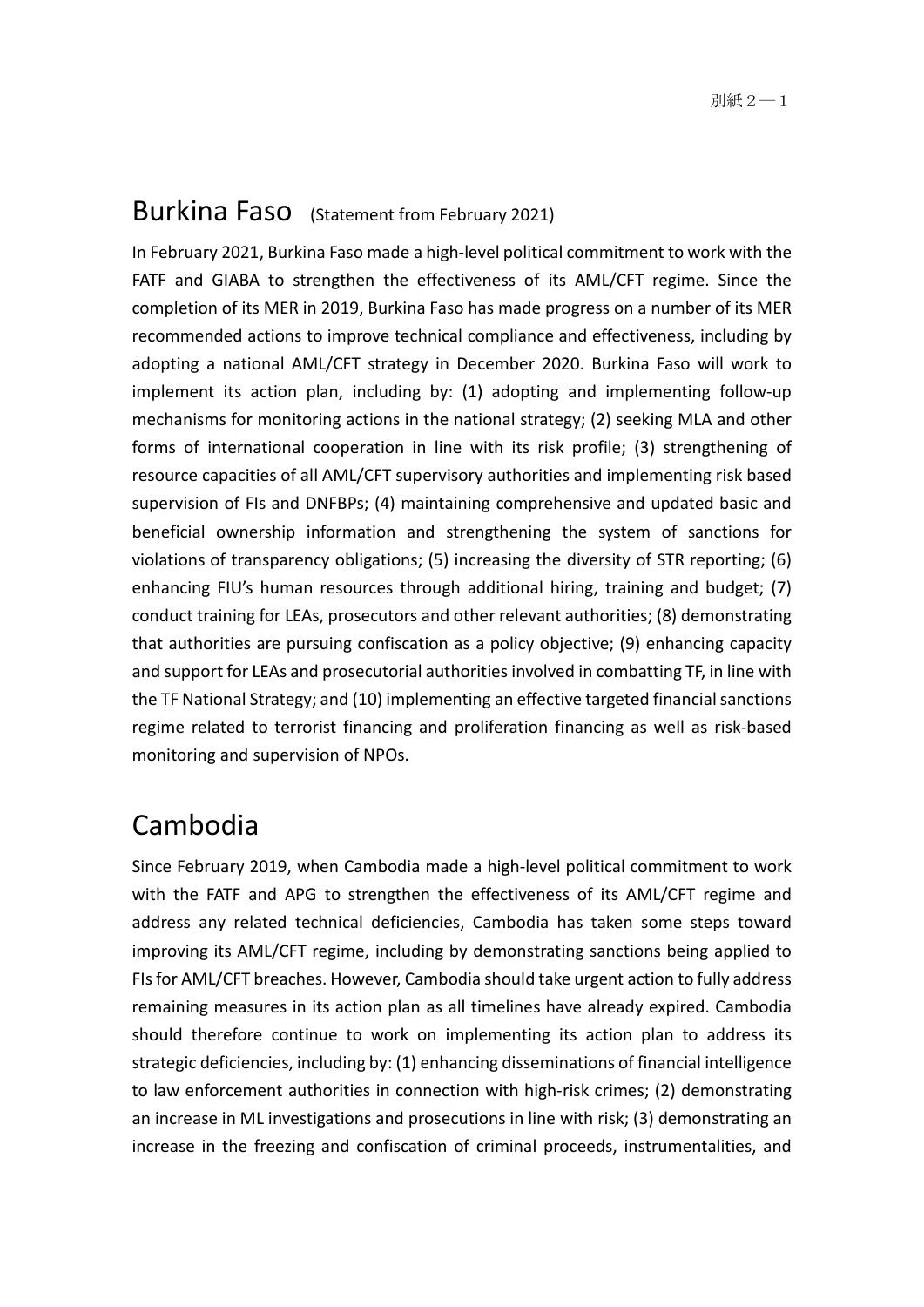## Burkina Faso (Statement from February 2021)

In February 2021, Burkina Faso made a high-level political commitment to work with the FATF and GIABA to strengthen the effectiveness of its AML/CFT regime. Since the completion of its MER in 2019, Burkina Faso has made progress on a number of its MER recommended actions to improve technical compliance and effectiveness, including by adopting a national AML/CFT strategy in December 2020. Burkina Faso will work to implement its action plan, including by: (1) adopting and implementing follow-up mechanisms for monitoring actions in the national strategy; (2) seeking MLA and other forms of international cooperation in line with its risk profile; (3) strengthening of resource capacities of all AML/CFT supervisory authorities and implementing risk based supervision of FIs and DNFBPs; (4) maintaining comprehensive and updated basic and beneficial ownership information and strengthening the system of sanctions for violations of transparency obligations; (5) increasing the diversity of STR reporting; (6) enhancing FIU's human resources through additional hiring, training and budget; (7) conduct training for LEAs, prosecutors and other relevant authorities; (8) demonstrating that authorities are pursuing confiscation as a policy objective; (9) enhancing capacity and support for LEAs and prosecutorial authorities involved in combatting TF, in line with the TF National Strategy; and (10) implementing an effective targeted financial sanctions regime related to terrorist financing and proliferation financing as well as risk-based monitoring and supervision of NPOs.

## Cambodia

Since February 2019, when Cambodia made a high-level political commitment to work with the FATF and APG to strengthen the effectiveness of its AML/CFT regime and address any related technical deficiencies, Cambodia has taken some steps toward improving its AML/CFT regime, including by demonstrating sanctions being applied to FIs for AML/CFT breaches. However, Cambodia should take urgent action to fully address remaining measures in its action plan as all timelines have already expired. Cambodia should therefore continue to work on implementing its action plan to address its strategic deficiencies, including by: (1) enhancing disseminations of financial intelligence to law enforcement authorities in connection with high-risk crimes; (2) demonstrating an increase in ML investigations and prosecutions in line with risk; (3) demonstrating an increase in the freezing and confiscation of criminal proceeds, instrumentalities, and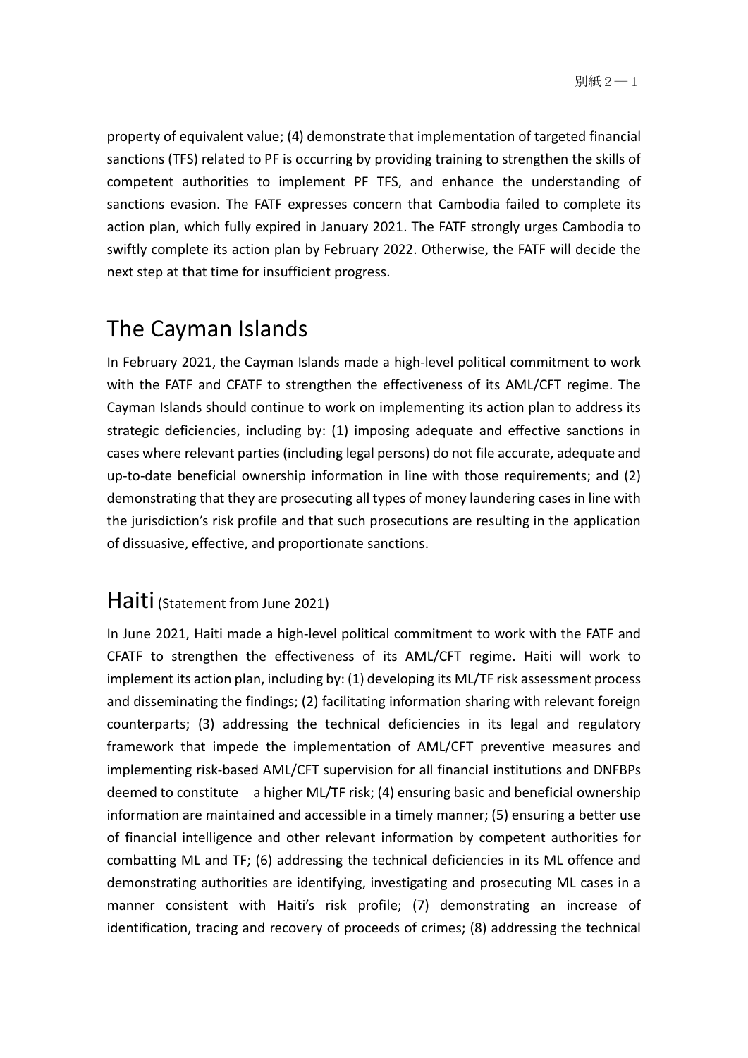property of equivalent value; (4) demonstrate that implementation of targeted financial sanctions (TFS) related to PF is occurring by providing training to strengthen the skills of competent authorities to implement PF TFS, and enhance the understanding of sanctions evasion. The FATF expresses concern that Cambodia failed to complete its action plan, which fully expired in January 2021. The FATF strongly urges Cambodia to swiftly complete its action plan by February 2022. Otherwise, the FATF will decide the next step at that time for insufficient progress.

## The Cayman Islands

In February 2021, the Cayman Islands made a high-level political commitment to work with the FATF and CFATF to strengthen the effectiveness of its AML/CFT regime. The Cayman Islands should continue to work on implementing its action plan to address its strategic deficiencies, including by: (1) imposing adequate and effective sanctions in cases where relevant parties (including legal persons) do not file accurate, adequate and up-to-date beneficial ownership information in line with those requirements; and (2) demonstrating that they are prosecuting all types of money laundering cases in line with the jurisdiction's risk profile and that such prosecutions are resulting in the application of dissuasive, effective, and proportionate sanctions.

## Haiti (Statement from June 2021)

In June 2021, Haiti made a high-level political commitment to work with the FATF and CFATF to strengthen the effectiveness of its AML/CFT regime. Haiti will work to implement its action plan, including by: (1) developing its ML/TF risk assessment process and disseminating the findings; (2) facilitating information sharing with relevant foreign counterparts; (3) addressing the technical deficiencies in its legal and regulatory framework that impede the implementation of AML/CFT preventive measures and implementing risk-based AML/CFT supervision for all financial institutions and DNFBPs deemed to constitute a higher ML/TF risk; (4) ensuring basic and beneficial ownership information are maintained and accessible in a timely manner; (5) ensuring a better use of financial intelligence and other relevant information by competent authorities for combatting ML and TF; (6) addressing the technical deficiencies in its ML offence and demonstrating authorities are identifying, investigating and prosecuting ML cases in a manner consistent with Haiti's risk profile; (7) demonstrating an increase of identification, tracing and recovery of proceeds of crimes; (8) addressing the technical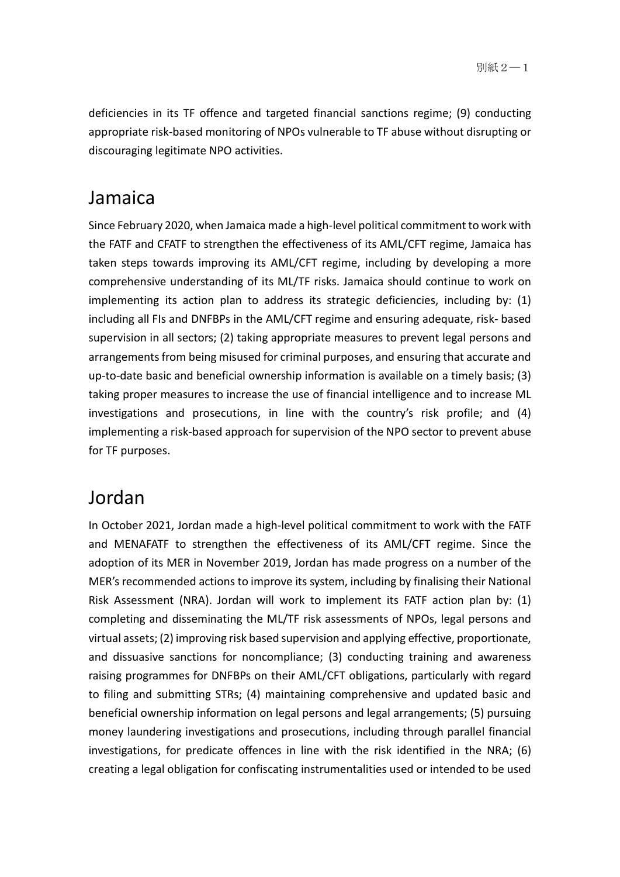deficiencies in its TF offence and targeted financial sanctions regime; (9) conducting appropriate risk-based monitoring of NPOs vulnerable to TF abuse without disrupting or discouraging legitimate NPO activities.

# Jamaica

Since February 2020, when Jamaica made a high-level political commitment to work with the FATF and CFATF to strengthen the effectiveness of its AML/CFT regime, Jamaica has taken steps towards improving its AML/CFT regime, including by developing a more comprehensive understanding of its ML/TF risks. Jamaica should continue to work on implementing its action plan to address its strategic deficiencies, including by: (1) including all FIs and DNFBPs in the AML/CFT regime and ensuring adequate, risk- based supervision in all sectors; (2) taking appropriate measures to prevent legal persons and arrangements from being misused for criminal purposes, and ensuring that accurate and up-to-date basic and beneficial ownership information is available on a timely basis; (3) taking proper measures to increase the use of financial intelligence and to increase ML investigations and prosecutions, in line with the country's risk profile; and (4) implementing a risk-based approach for supervision of the NPO sector to prevent abuse for TF purposes.

# Jordan

In October 2021, Jordan made a high-level political commitment to work with the FATF and MENAFATF to strengthen the effectiveness of its AML/CFT regime. Since the adoption of its MER in November 2019, Jordan has made progress on a number of the MER's recommended actions to improve its system, including by finalising their National Risk Assessment (NRA). Jordan will work to implement its FATF action plan by: (1) completing and disseminating the ML/TF risk assessments of NPOs, legal persons and virtual assets; (2) improving risk based supervision and applying effective, proportionate, and dissuasive sanctions for noncompliance; (3) conducting training and awareness raising programmes for DNFBPs on their AML/CFT obligations, particularly with regard to filing and submitting STRs; (4) maintaining comprehensive and updated basic and beneficial ownership information on legal persons and legal arrangements; (5) pursuing money laundering investigations and prosecutions, including through parallel financial investigations, for predicate offences in line with the risk identified in the NRA; (6) creating a legal obligation for confiscating instrumentalities used or intended to be used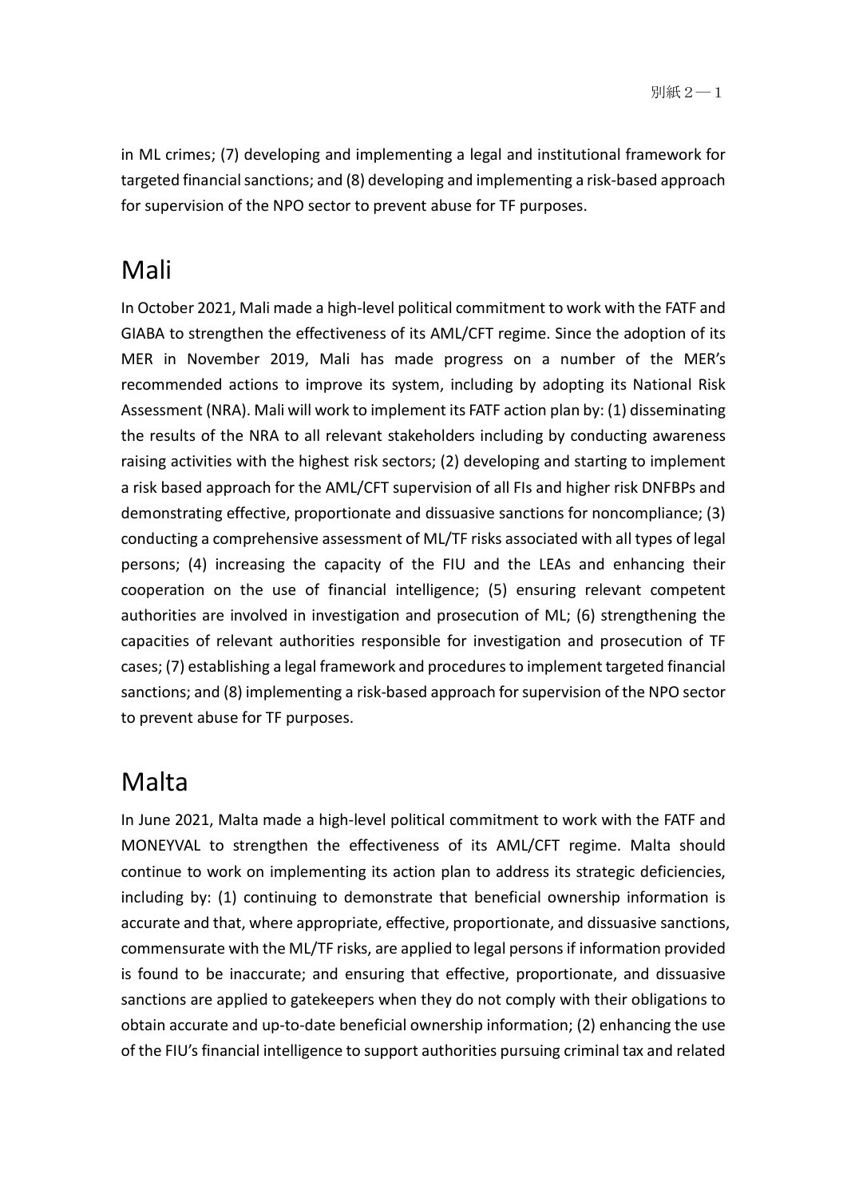in ML crimes; (7) developing and implementing a legal and institutional framework for targeted financial sanctions; and (8) developing and implementing a risk-based approach for supervision of the NPO sector to prevent abuse for TF purposes.

## Mali

In October 2021, Mali made a high-level political commitment to work with the FATF and GIABA to strengthen the effectiveness of its AML/CFT regime. Since the adoption of its MER in November 2019, Mali has made progress on a number of the MER's recommended actions to improve its system, including by adopting its National Risk Assessment (NRA). Mali will work to implement its FATF action plan by: (1) disseminating the results of the NRA to all relevant stakeholders including by conducting awareness raising activities with the highest risk sectors; (2) developing and starting to implement a risk based approach for the AML/CFT supervision of all FIs and higher risk DNFBPs and demonstrating effective, proportionate and dissuasive sanctions for noncompliance; (3) conducting a comprehensive assessment of ML/TF risks associated with all types of legal persons; (4) increasing the capacity of the FIU and the LEAs and enhancing their cooperation on the use of financial intelligence; (5) ensuring relevant competent authorities are involved in investigation and prosecution of ML; (6) strengthening the capacities of relevant authorities responsible for investigation and prosecution of TF cases; (7) establishing a legal framework and procedures to implement targeted financial sanctions; and (8) implementing a risk-based approach for supervision of the NPO sector to prevent abuse for TF purposes.

## Malta

In June 2021, Malta made a high-level political commitment to work with the FATF and MONEYVAL to strengthen the effectiveness of its AML/CFT regime. Malta should continue to work on implementing its action plan to address its strategic deficiencies, including by: (1) continuing to demonstrate that beneficial ownership information is accurate and that, where appropriate, effective, proportionate, and dissuasive sanctions, commensurate with the ML/TF risks, are applied to legal persons if information provided is found to be inaccurate; and ensuring that effective, proportionate, and dissuasive sanctions are applied to gatekeepers when they do not comply with their obligations to obtain accurate and up-to-date beneficial ownership information; (2) enhancing the use of the FIU's financial intelligence to support authorities pursuing criminal tax and related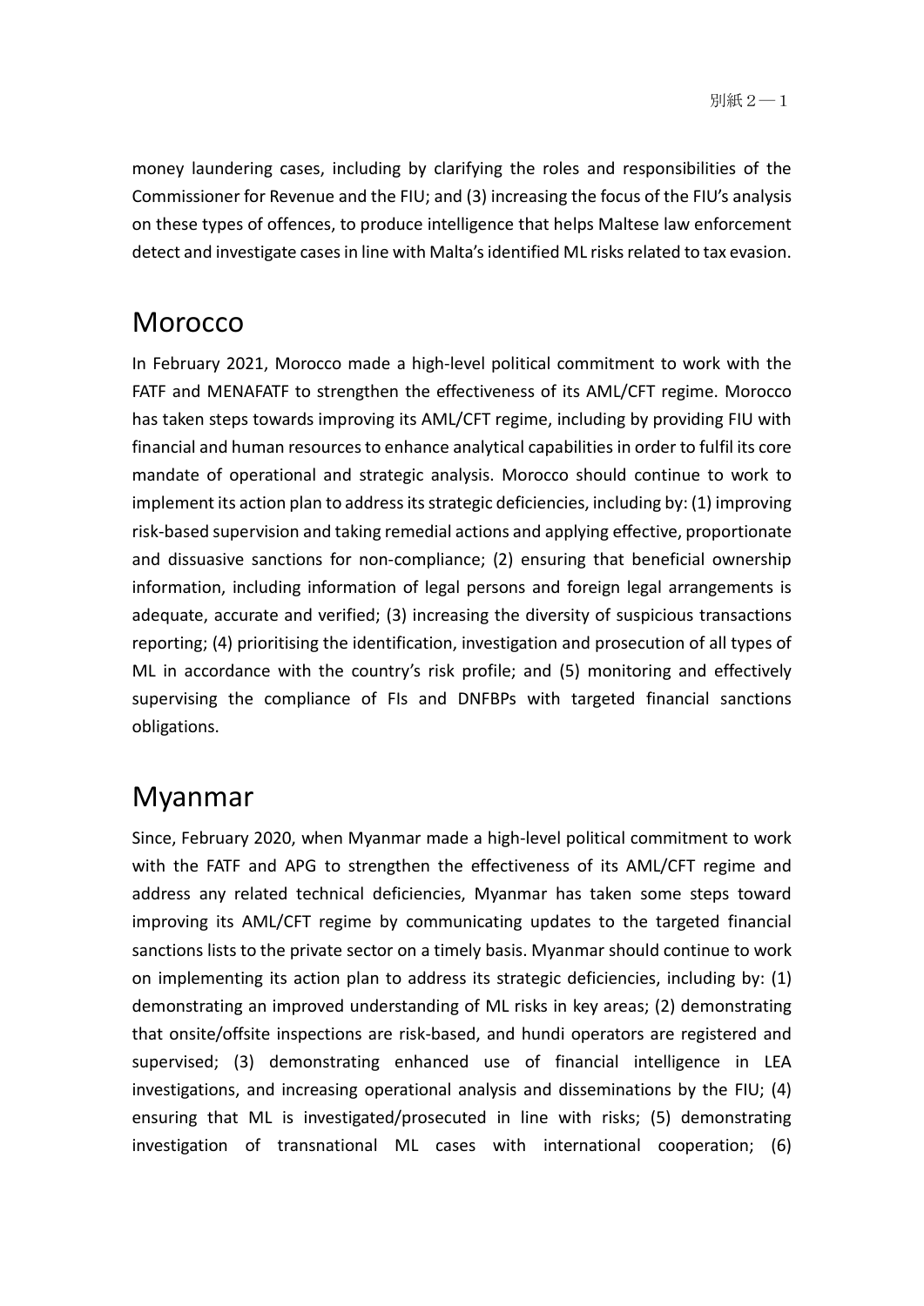money laundering cases, including by clarifying the roles and responsibilities of the Commissioner for Revenue and the FIU; and (3) increasing the focus of the FIU's analysis on these types of offences, to produce intelligence that helps Maltese law enforcement detect and investigate cases in line with Malta's identified ML risks related to tax evasion.

## Morocco

In February 2021, Morocco made a high-level political commitment to work with the FATF and MENAFATF to strengthen the effectiveness of its AML/CFT regime. Morocco has taken steps towards improving its AML/CFT regime, including by providing FIU with financial and human resources to enhance analytical capabilities in order to fulfil its core mandate of operational and strategic analysis. Morocco should continue to work to implement its action plan to address its strategic deficiencies, including by: (1) improving risk-based supervision and taking remedial actions and applying effective, proportionate and dissuasive sanctions for non-compliance; (2) ensuring that beneficial ownership information, including information of legal persons and foreign legal arrangements is adequate, accurate and verified; (3) increasing the diversity of suspicious transactions reporting; (4) prioritising the identification, investigation and prosecution of all types of ML in accordance with the country's risk profile; and (5) monitoring and effectively supervising the compliance of FIs and DNFBPs with targeted financial sanctions obligations.

## Myanmar

Since, February 2020, when Myanmar made a high-level political commitment to work with the FATF and APG to strengthen the effectiveness of its AML/CFT regime and address any related technical deficiencies, Myanmar has taken some steps toward improving its AML/CFT regime by communicating updates to the targeted financial sanctions lists to the private sector on a timely basis. Myanmar should continue to work on implementing its action plan to address its strategic deficiencies, including by: (1) demonstrating an improved understanding of ML risks in key areas; (2) demonstrating that onsite/offsite inspections are risk-based, and hundi operators are registered and supervised; (3) demonstrating enhanced use of financial intelligence in LEA investigations, and increasing operational analysis and disseminations by the FIU; (4) ensuring that ML is investigated/prosecuted in line with risks; (5) demonstrating investigation of transnational ML cases with international cooperation; (6)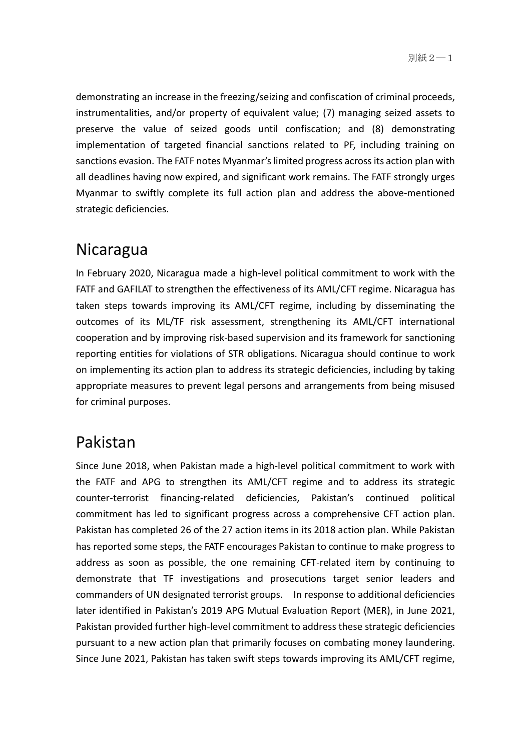demonstrating an increase in the freezing/seizing and confiscation of criminal proceeds, instrumentalities, and/or property of equivalent value; (7) managing seized assets to preserve the value of seized goods until confiscation; and (8) demonstrating implementation of targeted financial sanctions related to PF, including training on sanctions evasion. The FATF notes Myanmar's limited progress across its action plan with all deadlines having now expired, and significant work remains. The FATF strongly urges Myanmar to swiftly complete its full action plan and address the above-mentioned strategic deficiencies.

## Nicaragua

In February 2020, Nicaragua made a high-level political commitment to work with the FATF and GAFILAT to strengthen the effectiveness of its AML/CFT regime. Nicaragua has taken steps towards improving its AML/CFT regime, including by disseminating the outcomes of its ML/TF risk assessment, strengthening its AML/CFT international cooperation and by improving risk-based supervision and its framework for sanctioning reporting entities for violations of STR obligations. Nicaragua should continue to work on implementing its action plan to address its strategic deficiencies, including by taking appropriate measures to prevent legal persons and arrangements from being misused for criminal purposes.

## Pakistan

Since June 2018, when Pakistan made a high-level political commitment to work with the FATF and APG to strengthen its AML/CFT regime and to address its strategic counter-terrorist financing-related deficiencies, Pakistan's continued political commitment has led to significant progress across a comprehensive CFT action plan. Pakistan has completed 26 of the 27 action items in its 2018 action plan. While Pakistan has reported some steps, the FATF encourages Pakistan to continue to make progress to address as soon as possible, the one remaining CFT-related item by continuing to demonstrate that TF investigations and prosecutions target senior leaders and commanders of UN designated terrorist groups.　In response to additional deficiencies later identified in Pakistan's 2019 APG Mutual Evaluation Report (MER), in June 2021, Pakistan provided further high-level commitment to address these strategic deficiencies pursuant to a new action plan that primarily focuses on combating money laundering. Since June 2021, Pakistan has taken swift steps towards improving its AML/CFT regime,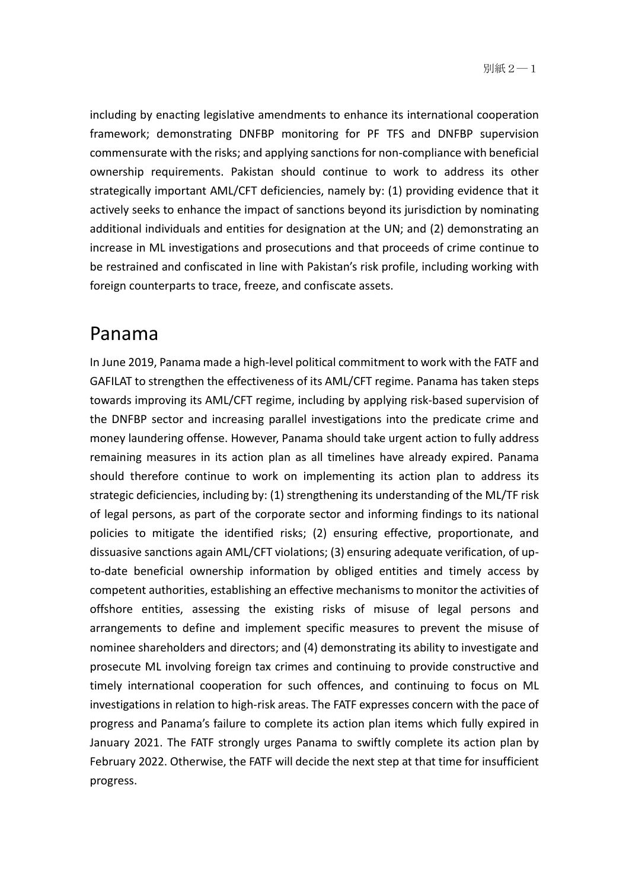including by enacting legislative amendments to enhance its international cooperation framework; demonstrating DNFBP monitoring for PF TFS and DNFBP supervision commensurate with the risks; and applying sanctions for non-compliance with beneficial ownership requirements. Pakistan should continue to work to address its other strategically important AML/CFT deficiencies, namely by: (1) providing evidence that it actively seeks to enhance the impact of sanctions beyond its jurisdiction by nominating additional individuals and entities for designation at the UN; and (2) demonstrating an increase in ML investigations and prosecutions and that proceeds of crime continue to be restrained and confiscated in line with Pakistan's risk profile, including working with foreign counterparts to trace, freeze, and confiscate assets.

## Panama

In June 2019, Panama made a high-level political commitment to work with the FATF and GAFILAT to strengthen the effectiveness of its AML/CFT regime. Panama has taken steps towards improving its AML/CFT regime, including by applying risk-based supervision of the DNFBP sector and increasing parallel investigations into the predicate crime and money laundering offense. However, Panama should take urgent action to fully address remaining measures in its action plan as all timelines have already expired. Panama should therefore continue to work on implementing its action plan to address its strategic deficiencies, including by: (1) strengthening its understanding of the ML/TF risk of legal persons, as part of the corporate sector and informing findings to its national policies to mitigate the identified risks; (2) ensuring effective, proportionate, and dissuasive sanctions again AML/CFT violations; (3) ensuring adequate verification, of up-to-date beneficial ownership information by obliged entities and timely access by competent authorities, establishing an effective mechanisms to monitor the activities of offshore entities, assessing the existing risks of misuse of legal persons and arrangements to define and implement specific measures to prevent the misuse of nominee shareholders and directors; and (4) demonstrating its ability to investigate and prosecute ML involving foreign tax crimes and continuing to provide constructive and timely international cooperation for such offences, and continuing to focus on ML investigations in relation to high-risk areas. The FATF expresses concern with the pace of progress and Panama's failure to complete its action plan items which fully expired in January 2021. The FATF strongly urges Panama to swiftly complete its action plan by February 2022. Otherwise, the FATF will decide the next step at that time for insufficient progress.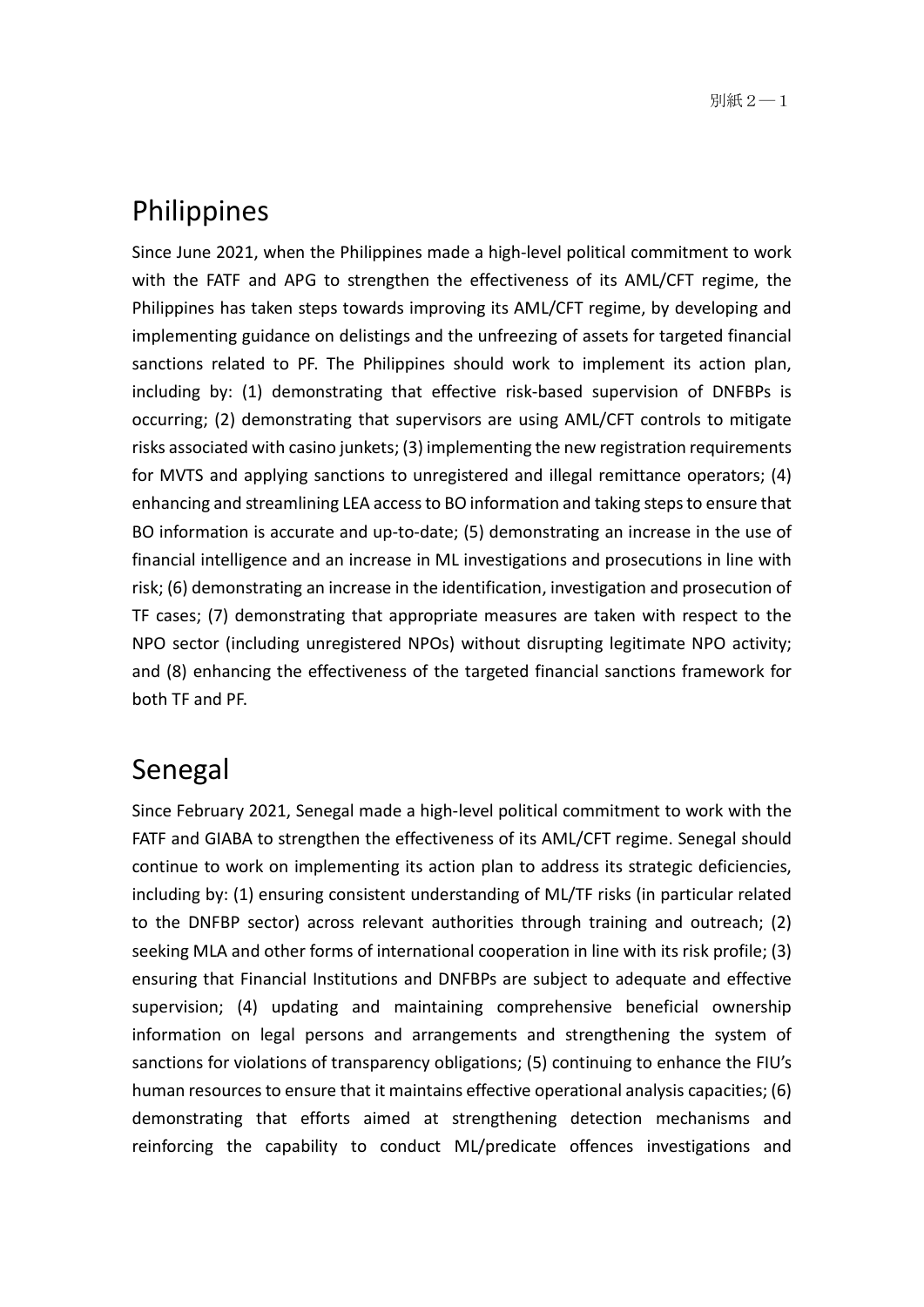## Philippines

Since June 2021, when the Philippines made a high-level political commitment to work with the FATF and APG to strengthen the effectiveness of its AML/CFT regime, the Philippines has taken steps towards improving its AML/CFT regime, by developing and implementing guidance on delistings and the unfreezing of assets for targeted financial sanctions related to PF. The Philippines should work to implement its action plan, including by: (1) demonstrating that effective risk-based supervision of DNFBPs is occurring; (2) demonstrating that supervisors are using AML/CFT controls to mitigate risks associated with casino junkets; (3) implementing the new registration requirements for MVTS and applying sanctions to unregistered and illegal remittance operators; (4) enhancing and streamlining LEA access to BO information and taking steps to ensure that BO information is accurate and up-to-date; (5) demonstrating an increase in the use of financial intelligence and an increase in ML investigations and prosecutions in line with risk; (6) demonstrating an increase in the identification, investigation and prosecution of TF cases; (7) demonstrating that appropriate measures are taken with respect to the NPO sector (including unregistered NPOs) without disrupting legitimate NPO activity; and (8) enhancing the effectiveness of the targeted financial sanctions framework for both TF and PF.

## Senegal

Since February 2021, Senegal made a high-level political commitment to work with the FATF and GIABA to strengthen the effectiveness of its AML/CFT regime. Senegal should continue to work on implementing its action plan to address its strategic deficiencies, including by: (1) ensuring consistent understanding of ML/TF risks (in particular related to the DNFBP sector) across relevant authorities through training and outreach; (2) seeking MLA and other forms of international cooperation in line with its risk profile; (3) ensuring that Financial Institutions and DNFBPs are subject to adequate and effective supervision; (4) updating and maintaining comprehensive beneficial ownership information on legal persons and arrangements and strengthening the system of sanctions for violations of transparency obligations; (5) continuing to enhance the FIU's human resources to ensure that it maintains effective operational analysis capacities; (6) demonstrating that efforts aimed at strengthening detection mechanisms and reinforcing the capability to conduct ML/predicate offences investigations and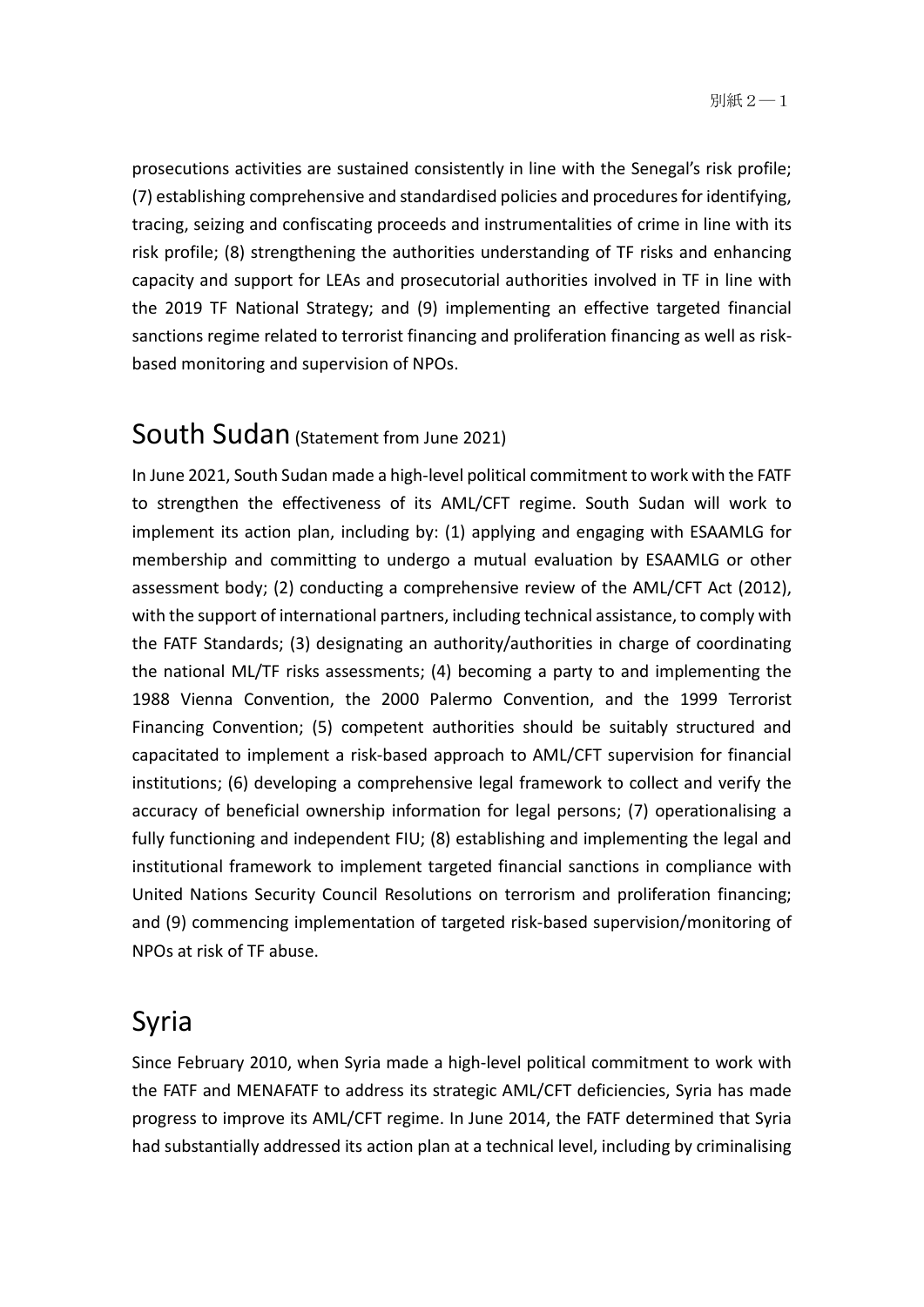prosecutions activities are sustained consistently in line with the Senegal's risk profile; (7) establishing comprehensive and standardised policies and procedures for identifying, tracing, seizing and confiscating proceeds and instrumentalities of crime in line with its risk profile; (8) strengthening the authorities understanding of TF risks and enhancing capacity and support for LEAs and prosecutorial authorities involved in TF in line with the 2019 TF National Strategy; and (9) implementing an effective targeted financial sanctions regime related to terrorist financing and proliferation financing as well as risk-based monitoring and supervision of NPOs.

## South Sudan (Statement from June 2021)

In June 2021, South Sudan made a high-level political commitment to work with the FATF to strengthen the effectiveness of its AML/CFT regime. South Sudan will work to implement its action plan, including by: (1) applying and engaging with ESAAMLG for membership and committing to undergo a mutual evaluation by ESAAMLG or other assessment body; (2) conducting a comprehensive review of the AML/CFT Act (2012), with the support of international partners, including technical assistance, to comply with the FATF Standards; (3) designating an authority/authorities in charge of coordinating the national ML/TF risks assessments; (4) becoming a party to and implementing the 1988 Vienna Convention, the 2000 Palermo Convention, and the 1999 Terrorist Financing Convention; (5) competent authorities should be suitably structured and capacitated to implement a risk-based approach to AML/CFT supervision for financial institutions; (6) developing a comprehensive legal framework to collect and verify the accuracy of beneficial ownership information for legal persons; (7) operationalising a fully functioning and independent FIU; (8) establishing and implementing the legal and institutional framework to implement targeted financial sanctions in compliance with United Nations Security Council Resolutions on terrorism and proliferation financing; and (9) commencing implementation of targeted risk-based supervision/monitoring of NPOs at risk of TF abuse.

## Syria

Since February 2010, when Syria made a high-level political commitment to work with the FATF and MENAFATF to address its strategic AML/CFT deficiencies, Syria has made progress to improve its AML/CFT regime. In June 2014, the FATF determined that Syria had substantially addressed its action plan at a technical level, including by criminalising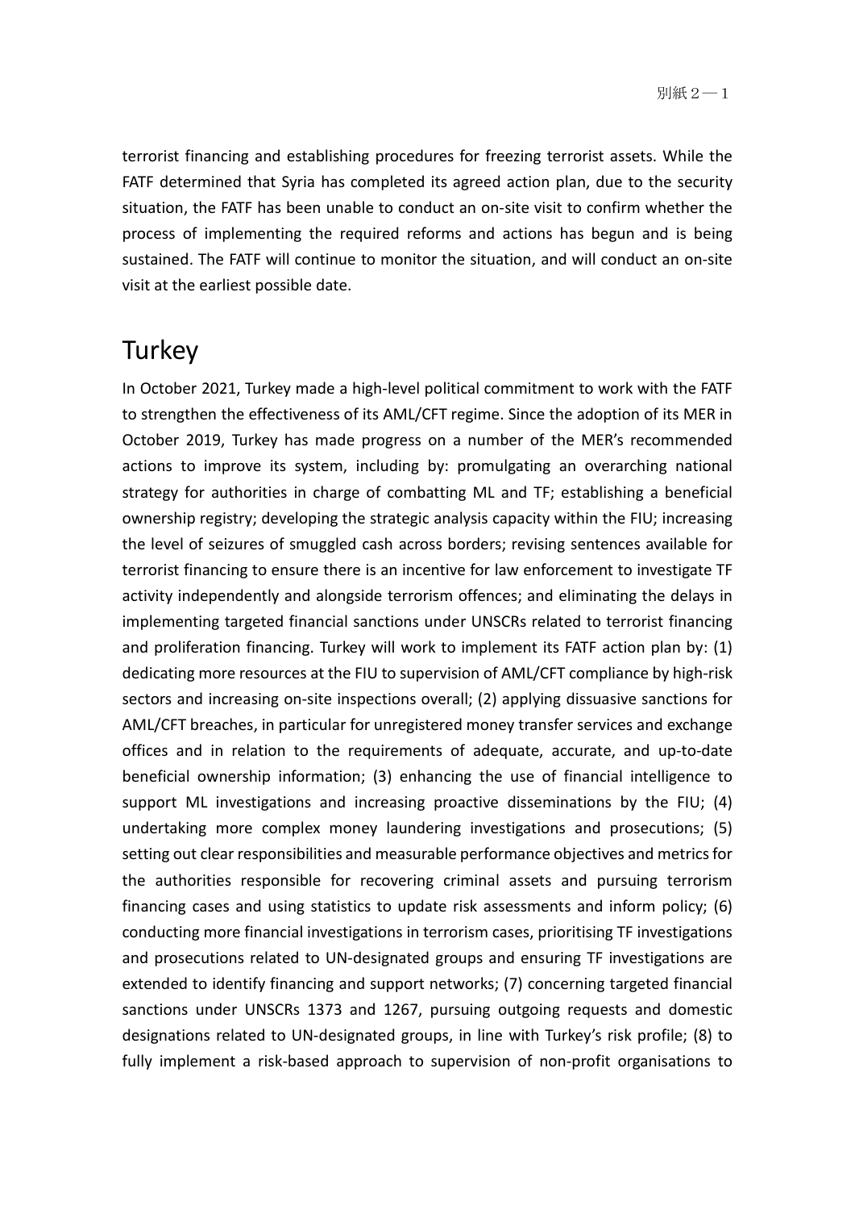terrorist financing and establishing procedures for freezing terrorist assets. While the FATF determined that Syria has completed its agreed action plan, due to the security situation, the FATF has been unable to conduct an on-site visit to confirm whether the process of implementing the required reforms and actions has begun and is being sustained. The FATF will continue to monitor the situation, and will conduct an on-site visit at the earliest possible date.

# Turkey

In October 2021, Turkey made a high-level political commitment to work with the FATF to strengthen the effectiveness of its AML/CFT regime. Since the adoption of its MER in October 2019, Turkey has made progress on a number of the MER's recommended actions to improve its system, including by: promulgating an overarching national strategy for authorities in charge of combatting ML and TF; establishing a beneficial ownership registry; developing the strategic analysis capacity within the FIU; increasing the level of seizures of smuggled cash across borders; revising sentences available for terrorist financing to ensure there is an incentive for law enforcement to investigate TF activity independently and alongside terrorism offences; and eliminating the delays in implementing targeted financial sanctions under UNSCRs related to terrorist financing and proliferation financing. Turkey will work to implement its FATF action plan by: (1) dedicating more resources at the FIU to supervision of AML/CFT compliance by high-risk sectors and increasing on-site inspections overall; (2) applying dissuasive sanctions for AML/CFT breaches, in particular for unregistered money transfer services and exchange offices and in relation to the requirements of adequate, accurate, and up-to-date beneficial ownership information; (3) enhancing the use of financial intelligence to support ML investigations and increasing proactive disseminations by the FIU; (4) undertaking more complex money laundering investigations and prosecutions; (5) setting out clear responsibilities and measurable performance objectives and metrics for the authorities responsible for recovering criminal assets and pursuing terrorism financing cases and using statistics to update risk assessments and inform policy; (6) conducting more financial investigations in terrorism cases, prioritising TF investigations and prosecutions related to UN-designated groups and ensuring TF investigations are extended to identify financing and support networks; (7) concerning targeted financial sanctions under UNSCRs 1373 and 1267, pursuing outgoing requests and domestic designations related to UN-designated groups, in line with Turkey's risk profile; (8) to fully implement a risk-based approach to supervision of non-profit organisations to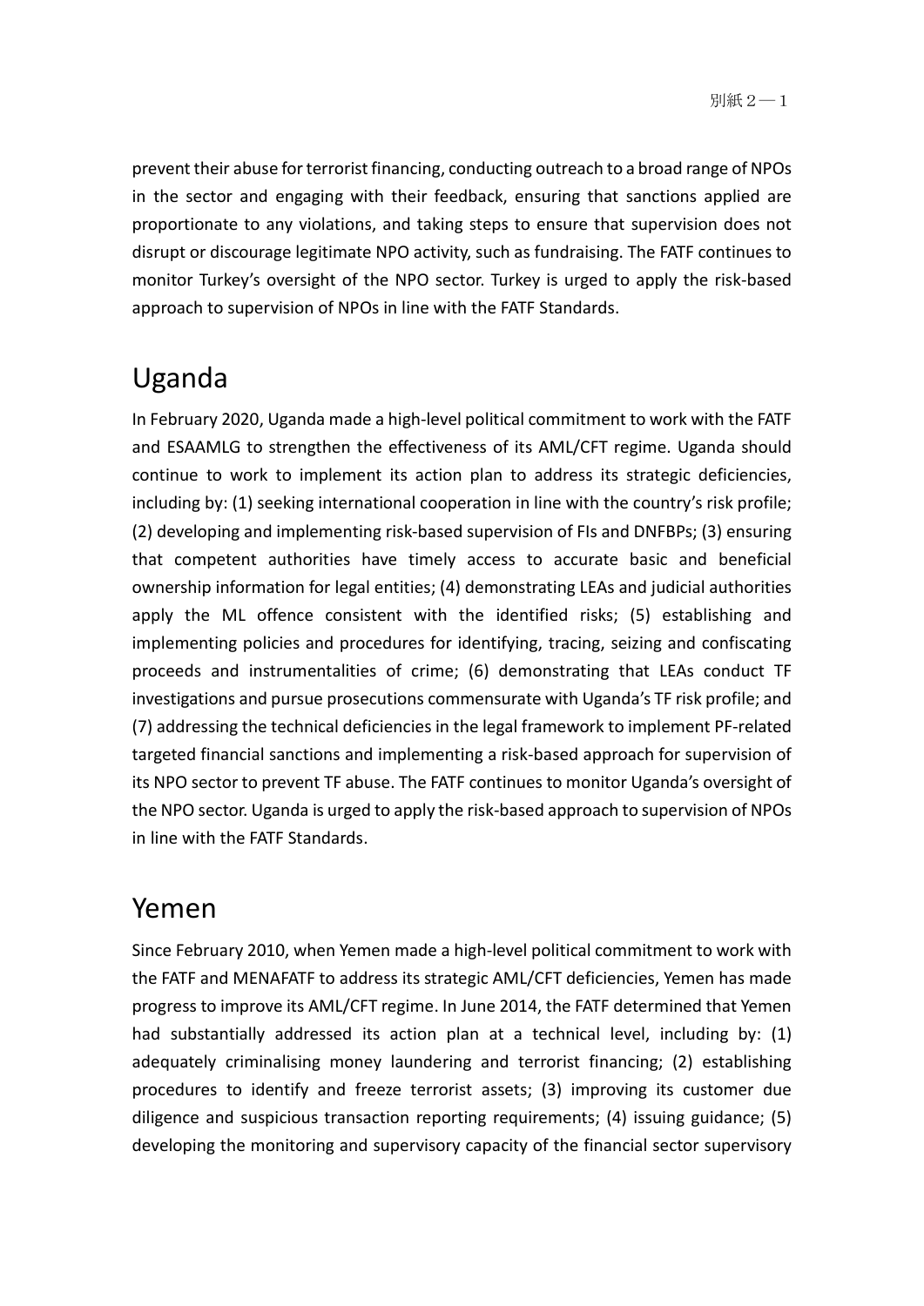prevent their abuse for terrorist financing, conducting outreach to a broad range of NPOs in the sector and engaging with their feedback, ensuring that sanctions applied are proportionate to any violations, and taking steps to ensure that supervision does not disrupt or discourage legitimate NPO activity, such as fundraising. The FATF continues to monitor Turkey's oversight of the NPO sector. Turkey is urged to apply the risk-based approach to supervision of NPOs in line with the FATF Standards.

## Uganda

In February 2020, Uganda made a high-level political commitment to work with the FATF and ESAAMLG to strengthen the effectiveness of its AML/CFT regime. Uganda should continue to work to implement its action plan to address its strategic deficiencies, including by: (1) seeking international cooperation in line with the country's risk profile; (2) developing and implementing risk-based supervision of FIs and DNFBPs; (3) ensuring that competent authorities have timely access to accurate basic and beneficial ownership information for legal entities; (4) demonstrating LEAs and judicial authorities apply the ML offence consistent with the identified risks; (5) establishing and implementing policies and procedures for identifying, tracing, seizing and confiscating proceeds and instrumentalities of crime; (6) demonstrating that LEAs conduct TF investigations and pursue prosecutions commensurate with Uganda's TF risk profile; and (7) addressing the technical deficiencies in the legal framework to implement PF-related targeted financial sanctions and implementing a risk-based approach for supervision of its NPO sector to prevent TF abuse. The FATF continues to monitor Uganda's oversight of the NPO sector. Uganda is urged to apply the risk-based approach to supervision of NPOs in line with the FATF Standards.

## Yemen

Since February 2010, when Yemen made a high-level political commitment to work with the FATF and MENAFATF to address its strategic AML/CFT deficiencies, Yemen has made progress to improve its AML/CFT regime. In June 2014, the FATF determined that Yemen had substantially addressed its action plan at a technical level, including by: (1) adequately criminalising money laundering and terrorist financing; (2) establishing procedures to identify and freeze terrorist assets; (3) improving its customer due diligence and suspicious transaction reporting requirements; (4) issuing guidance; (5) developing the monitoring and supervisory capacity of the financial sector supervisory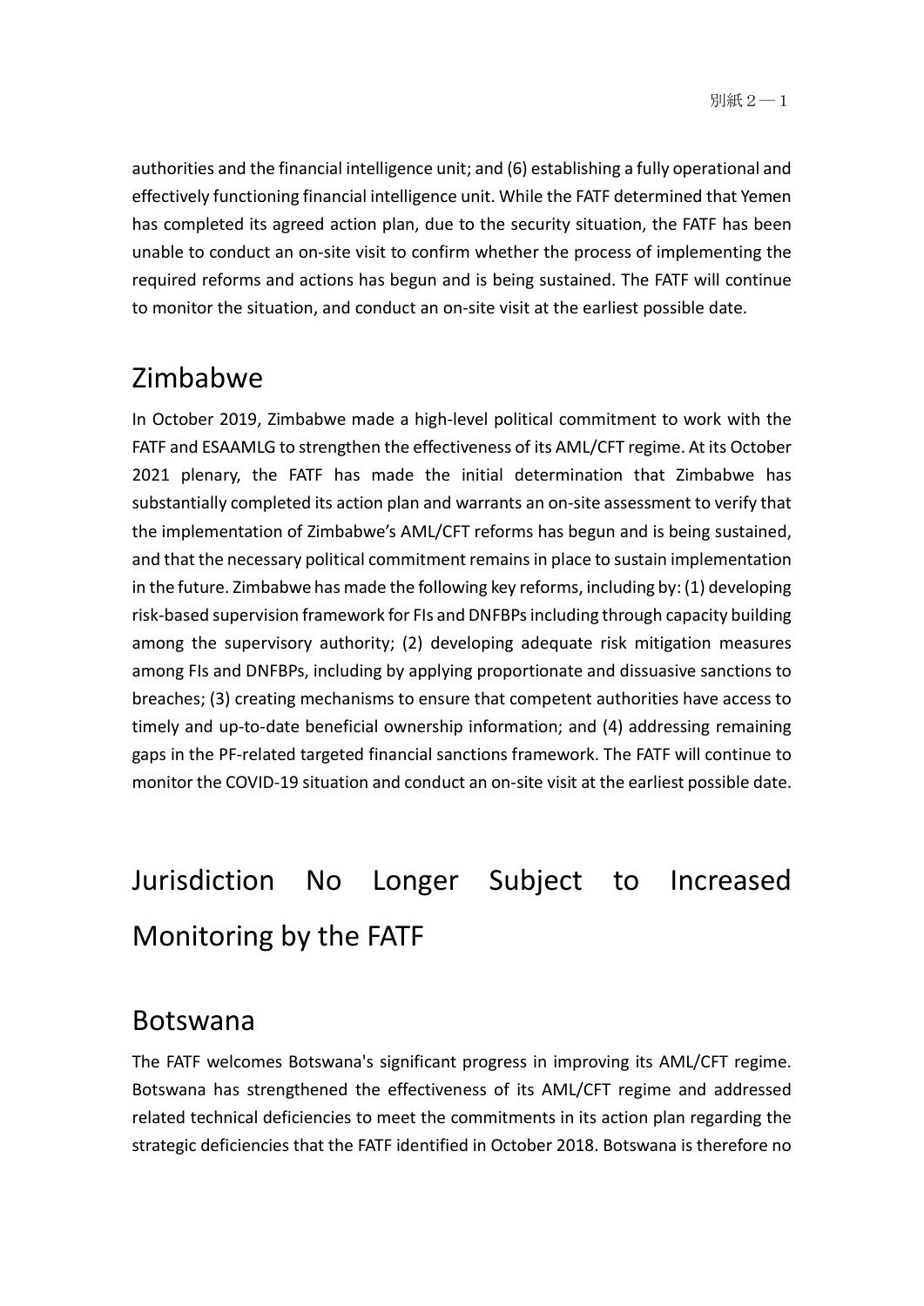authorities and the financial intelligence unit; and (6) establishing a fully operational and effectively functioning financial intelligence unit. While the FATF determined that Yemen has completed its agreed action plan, due to the security situation, the FATF has been unable to conduct an on-site visit to confirm whether the process of implementing the required reforms and actions has begun and is being sustained. The FATF will continue to monitor the situation, and conduct an on-site visit at the earliest possible date.

## Zimbabwe

In October 2019, Zimbabwe made a high-level political commitment to work with the FATF and ESAAMLG to strengthen the effectiveness of its AML/CFT regime. At its October 2021 plenary, the FATF has made the initial determination that Zimbabwe has substantially completed its action plan and warrants an on-site assessment to verify that the implementation of Zimbabwe's AML/CFT reforms has begun and is being sustained, and that the necessary political commitment remains in place to sustain implementation in the future. Zimbabwe has made the following key reforms, including by: (1) developing risk-based supervision framework for FIs and DNFBPs including through capacity building among the supervisory authority; (2) developing adequate risk mitigation measures among FIs and DNFBPs, including by applying proportionate and dissuasive sanctions to breaches; (3) creating mechanisms to ensure that competent authorities have access to timely and up-to-date beneficial ownership information; and (4) addressing remaining gaps in the PF-related targeted financial sanctions framework. The FATF will continue to monitor the COVID-19 situation and conduct an on-site visit at the earliest possible date.

# Jurisdiction No Longer Subject to Increased Monitoring by the FATF

## Botswana

The FATF welcomes Botswana's significant progress in improving its AML/CFT regime. Botswana has strengthened the effectiveness of its AML/CFT regime and addressed related technical deficiencies to meet the commitments in its action plan regarding the strategic deficiencies that the FATF identified in October 2018. Botswana is therefore no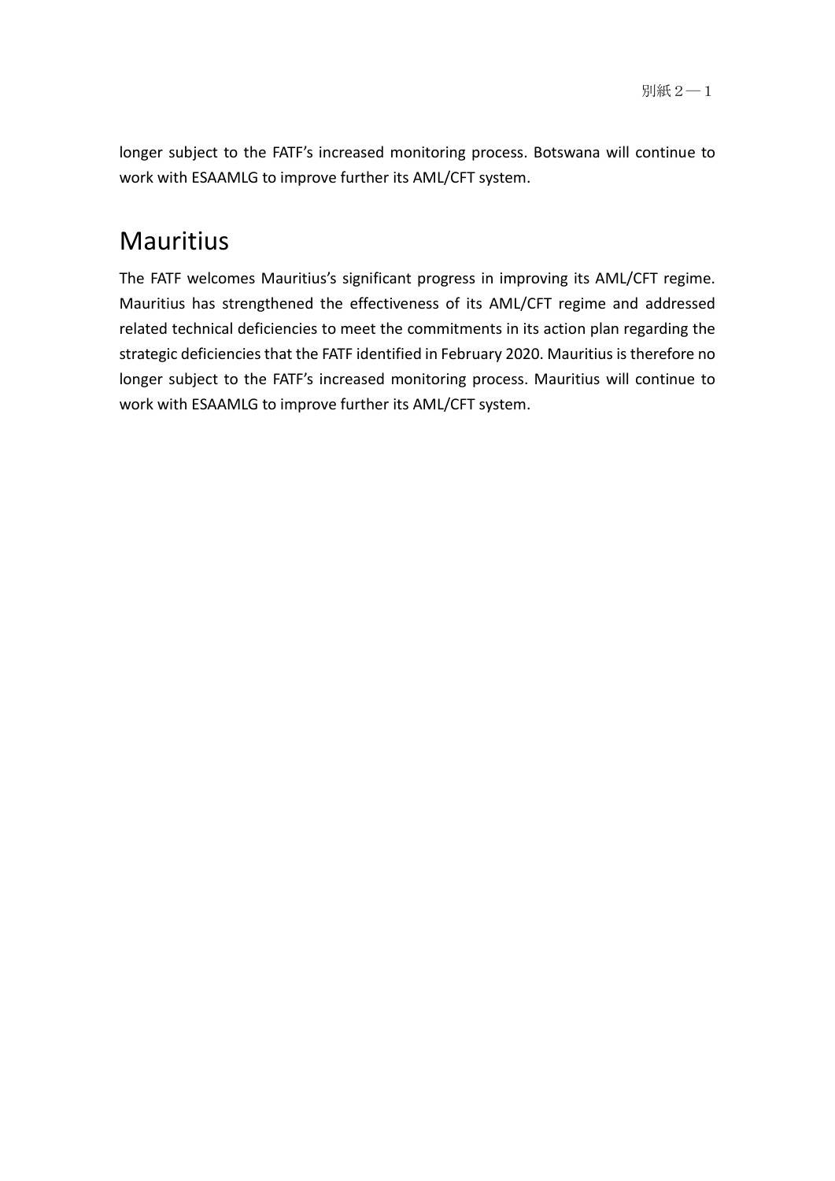longer subject to the FATF's increased monitoring process. Botswana will continue to work with ESAAMLG to improve further its AML/CFT system.

## Mauritius

The FATF welcomes Mauritius's significant progress in improving its AML/CFT regime. Mauritius has strengthened the effectiveness of its AML/CFT regime and addressed related technical deficiencies to meet the commitments in its action plan regarding the strategic deficiencies that the FATF identified in February 2020. Mauritius is therefore no longer subject to the FATF's increased monitoring process. Mauritius will continue to work with ESAAMLG to improve further its AML/CFT system.